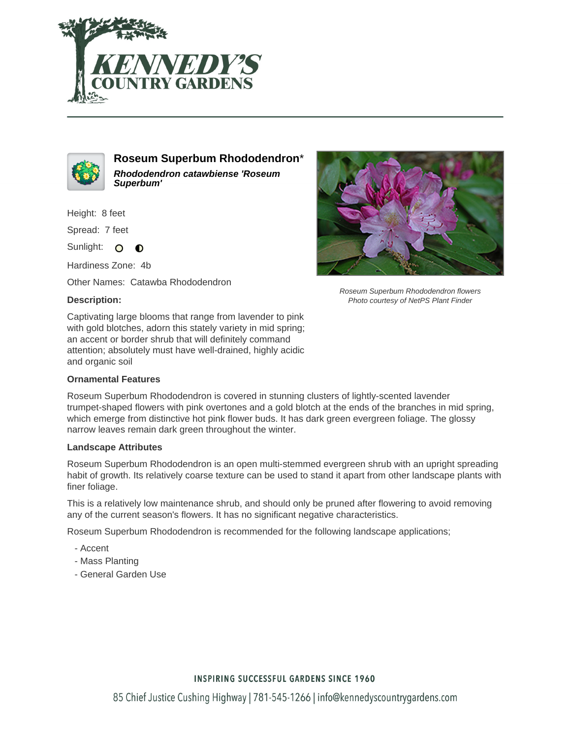# Roseum Superbum Rhododendron*

***Rhododendron catawbiense 'Roseum Superbum'***

Height: 8 feet

Spread: 7 feet

Sunlight:

Hardiness Zone: 4b

Other Names: Catawba Rhododendron

Roseum Superbum Rhododendron flowers
Photo courtesy of NetPS Plant Finder

**Description:**

Captivating large blooms that range from lavender to pink with gold blotches, adorn this stately variety in mid spring; an accent or border shrub that will definitely command attention; absolutely must have well-drained, highly acidic and organic soil

**Ornamental Features**

Roseum Superbum Rhododendron is covered in stunning clusters of lightly-scented lavender trumpet-shaped flowers with pink overtones and a gold blotch at the ends of the branches in mid spring, which emerge from distinctive hot pink flower buds. It has dark green evergreen foliage. The glossy narrow leaves remain dark green throughout the winter.

**Landscape Attributes**

Roseum Superbum Rhododendron is an open multi-stemmed evergreen shrub with an upright spreading habit of growth. Its relatively coarse texture can be used to stand it apart from other landscape plants with finer foliage.

This is a relatively low maintenance shrub, and should only be pruned after flowering to avoid removing any of the current season's flowers. It has no significant negative characteristics.

Roseum Superbum Rhododendron is recommended for the following landscape applications;

- Accent
- Mass Planting
- General Garden Use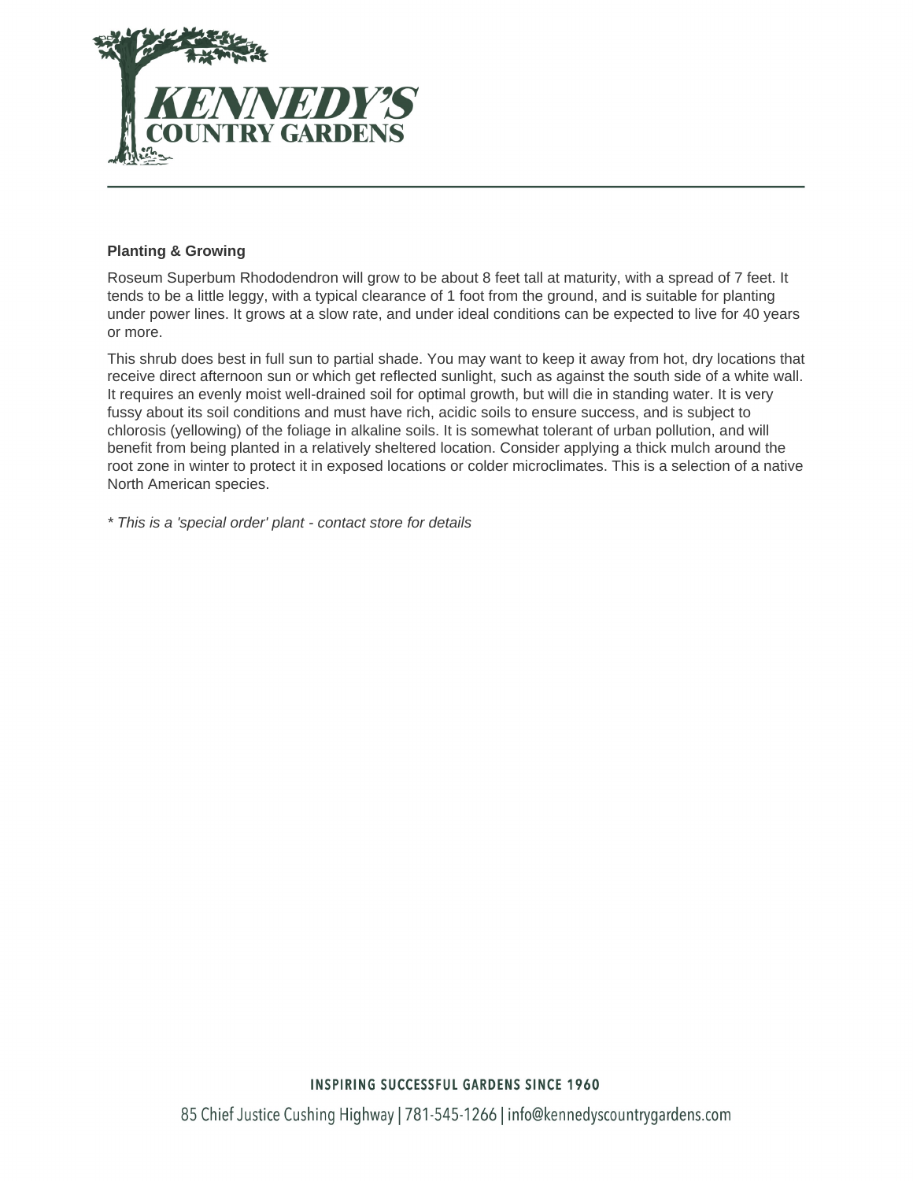**Planting & Growing**

Roseum Superbum Rhododendron will grow to be about 8 feet tall at maturity, with a spread of 7 feet. It tends to be a little leggy, with a typical clearance of 1 foot from the ground, and is suitable for planting under power lines. It grows at a slow rate, and under ideal conditions can be expected to live for 40 years or more.

This shrub does best in full sun to partial shade. You may want to keep it away from hot, dry locations that receive direct afternoon sun or which get reflected sunlight, such as against the south side of a white wall. It requires an evenly moist well-drained soil for optimal growth, but will die in standing water. It is very fussy about its soil conditions and must have rich, acidic soils to ensure success, and is subject to chlorosis (yellowing) of the foliage in alkaline soils. It is somewhat tolerant of urban pollution, and will benefit from being planted in a relatively sheltered location. Consider applying a thick mulch around the root zone in winter to protect it in exposed locations or colder microclimates. This is a selection of a native North American species.

*\* This is a 'special order' plant - contact store for details*